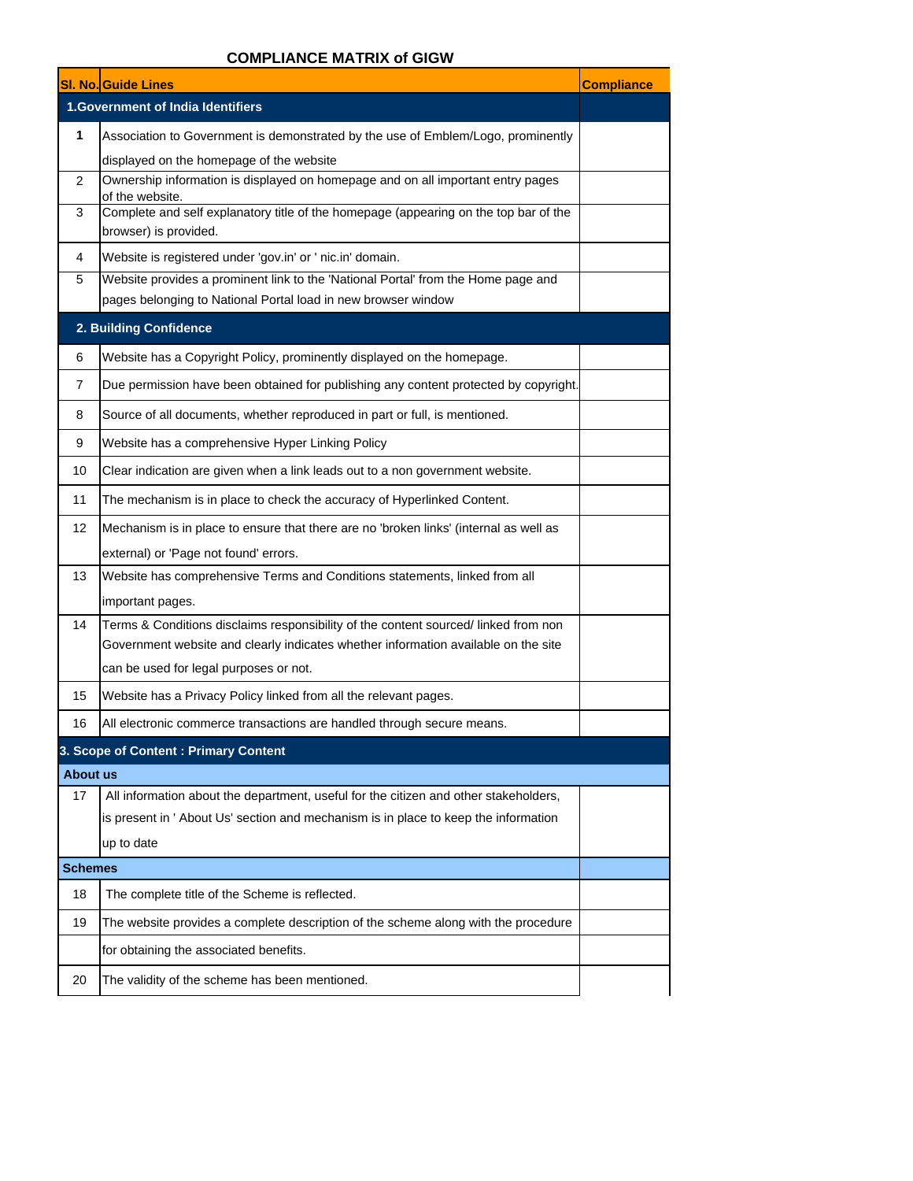## COMPLIANCE MATRIX of GIGW

| Sl. No. | Guide Lines | Compliance |
|---|---|---|
| **1.Government of India Identifiers** | | |
| **1** | Association to Government is demonstrated by the use of Emblem/Logo, prominently displayed on the homepage of the website | |
| 2 | Ownership information is displayed on homepage and on all important entry pages of the website. | |
| 3 | Complete and self explanatory title of the homepage (appearing on the top bar of the browser) is provided. | |
| 4 | Website is registered under 'gov.in' or ' nic.in' domain. | |
| 5 | Website provides a prominent link to the 'National Portal' from the Home page and pages belonging to National Portal load in new browser window | |
| **2. Building Confidence** | | |
| 6 | Website has a Copyright Policy, prominently displayed on the homepage. | |
| 7 | Due permission have been obtained for publishing any content protected by copyright. | |
| 8 | Source of all documents, whether reproduced in part or full, is mentioned. | |
| 9 | Website has a comprehensive Hyper Linking Policy | |
| 10 | Clear indication are given when a link leads out to a non government website. | |
| 11 | The mechanism is in place to check the accuracy of Hyperlinked Content. | |
| 12 | Mechanism is in place to ensure that there are no 'broken links' (internal as well as external) or 'Page not found' errors. | |
| 13 | Website has comprehensive Terms and Conditions statements, linked from all important pages. | |
| 14 | Terms & Conditions disclaims responsibility of the content sourced/ linked from non Government website and clearly indicates whether information available on the site can be used for legal purposes or not. | |
| 15 | Website has a Privacy Policy linked from all the relevant pages. | |
| 16 | All electronic commerce transactions are handled through secure means. | |
| **3. Scope of Content : Primary Content** | | |
| **About us** | | |
| 17 | All information about the department, useful for the citizen and other stakeholders, is present in ' About Us' section and mechanism is in place to keep the information up to date | |
| **Schemes** | | |
| 18 | The complete title of the Scheme is reflected. | |
| 19 | The website provides a complete description of the scheme along with the procedure for obtaining the associated benefits. | |
| 20 | The validity of the scheme has been mentioned. | |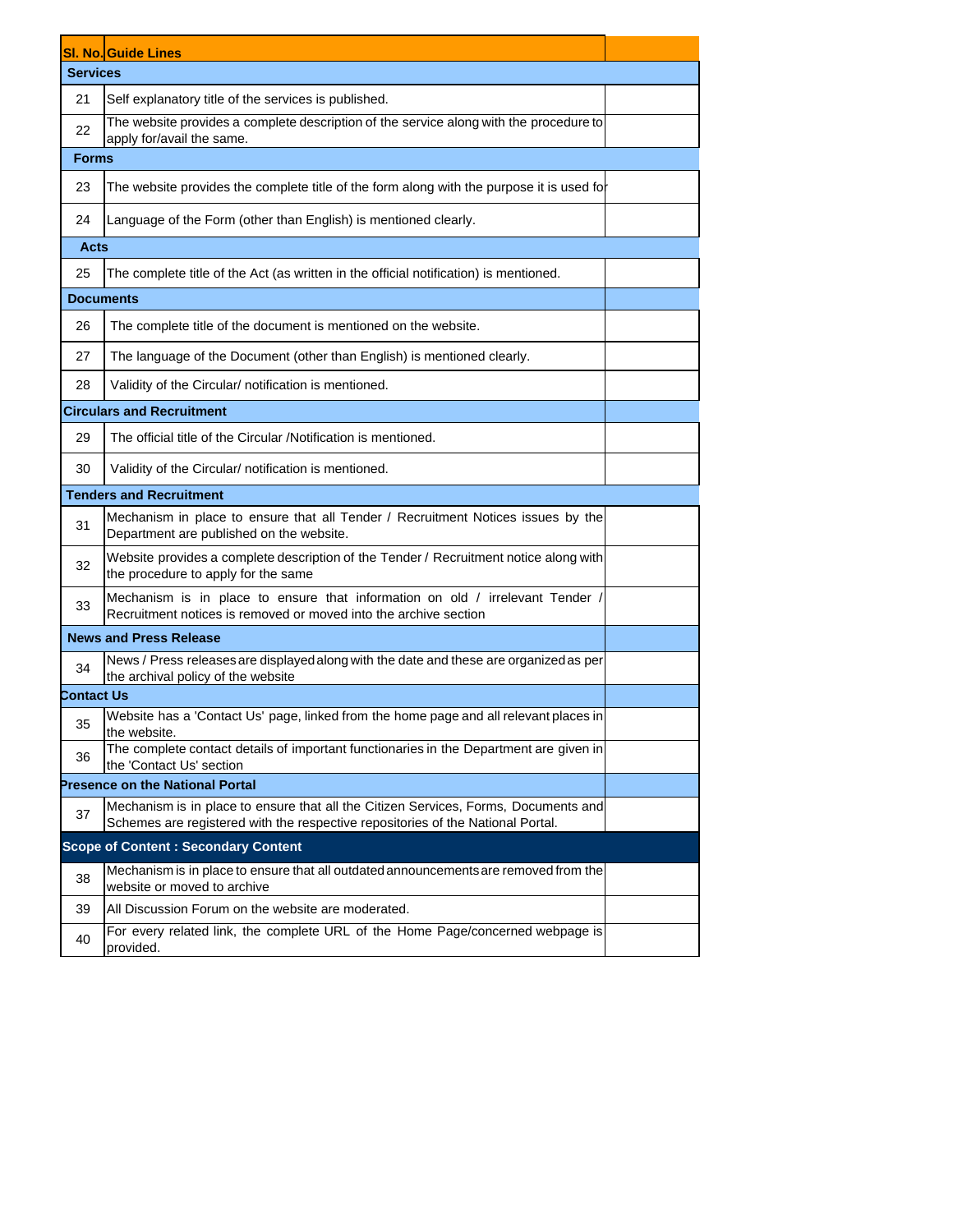| Sl. No. | Guide Lines | |
|---|---|---|
| **Services** | | |
| 21 | Self explanatory title of the services is published. | |
| 22 | The website provides a complete description of the service along with the procedure to apply for/avail the same. | |
| **Forms** | | |
| 23 | The website provides the complete title of the form along with the purpose it is used for | |
| 24 | Language of the Form (other than English) is mentioned clearly. | |
| **Acts** | | |
| 25 | The complete title of the Act (as written in the official notification) is mentioned. | |
| **Documents** | | |
| 26 | The complete title of the document is mentioned on the website. | |
| 27 | The language of the Document (other than English) is mentioned clearly. | |
| 28 | Validity of the Circular/ notification is mentioned. | |
| **Circulars and Recruitment** | | |
| 29 | The official title of the Circular /Notification is mentioned. | |
| 30 | Validity of the Circular/ notification is mentioned. | |
| **Tenders and Recruitment** | | |
| 31 | Mechanism in place to ensure that all Tender / Recruitment Notices issues by the Department are published on the website. | |
| 32 | Website provides a complete description of the Tender / Recruitment notice along with the procedure to apply for the same | |
| 33 | Mechanism is in place to ensure that information on old / irrelevant Tender / Recruitment notices is removed or moved into the archive section | |
| **News and Press Release** | | |
| 34 | News / Press releases are displayed along with the date and these are organized as per the archival policy of the website | |
| **Contact Us** | | |
| 35 | Website has a 'Contact Us' page, linked from the home page and all relevant places in the website. | |
| 36 | The complete contact details of important functionaries in the Department are given in the 'Contact Us' section | |
| **Presence on the National Portal** | | |
| 37 | Mechanism is in place to ensure that all the Citizen Services, Forms, Documents and Schemes are registered with the respective repositories of the National Portal. | |
| **Scope of Content : Secondary Content** | | |
| 38 | Mechanism is in place to ensure that all outdated announcements are removed from the website or moved to archive | |
| 39 | All Discussion Forum on the website are moderated. | |
| 40 | For every related link, the complete URL of the Home Page/concerned webpage is provided. | |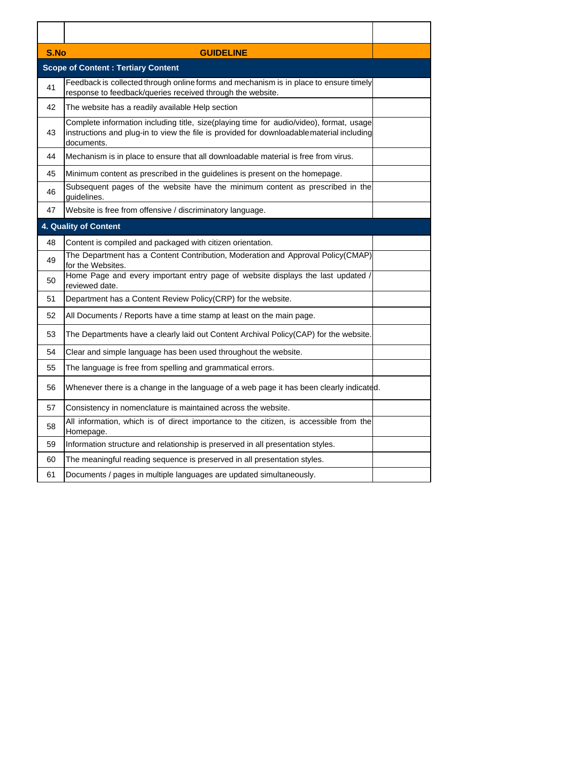| S.No | GUIDELINE | |
|---|---|---|
| **Scope of Content : Tertiary Content** | | |
| 41 | Feedback is collected through online forms and mechanism is in place to ensure timely response to feedback/queries received through the website. | |
| 42 | The website has a readily available Help section | |
| 43 | Complete information including title, size(playing time for audio/video), format, usage instructions and plug-in to view the file is provided for downloadable material including documents. | |
| 44 | Mechanism is in place to ensure that all downloadable material is free from virus. | |
| 45 | Minimum content as prescribed in the guidelines is present on the homepage. | |
| 46 | Subsequent pages of the website have the minimum content as prescribed in the guidelines. | |
| 47 | Website is free from offensive / discriminatory language. | |
| **4. Quality of Content** | | |
| 48 | Content is compiled and packaged with citizen orientation. | |
| 49 | The Department has a Content Contribution, Moderation and Approval Policy(CMAP) for the Websites. | |
| 50 | Home Page and every important entry page of website displays the last updated / reviewed date. | |
| 51 | Department has a Content Review Policy(CRP) for the website. | |
| 52 | All Documents / Reports have a time stamp at least on the main page. | |
| 53 | The Departments have a clearly laid out Content Archival Policy(CAP) for the website. | |
| 54 | Clear and simple language has been used throughout the website. | |
| 55 | The language is free from spelling and grammatical errors. | |
| 56 | Whenever there is a change in the language of a web page it has been clearly indicated. | |
| 57 | Consistency in nomenclature is maintained across the website. | |
| 58 | All information, which is of direct importance to the citizen, is accessible from the Homepage. | |
| 59 | Information structure and relationship is preserved in all presentation styles. | |
| 60 | The meaningful reading sequence is preserved in all presentation styles. | |
| 61 | Documents / pages in multiple languages are updated simultaneously. | |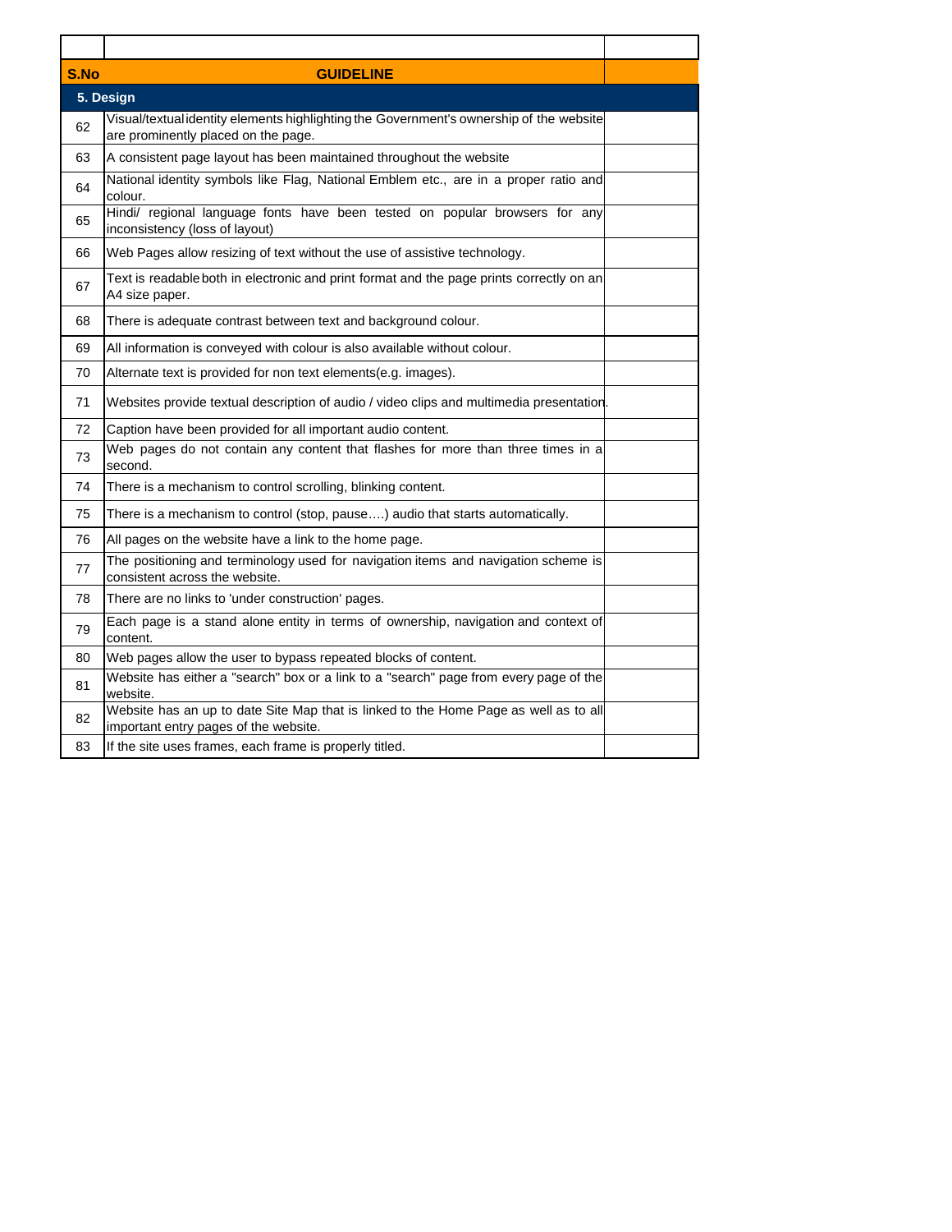| S.No | GUIDELINE | |
|---|---|---|
| **5. Design** | | |
| 62 | Visual/textual identity elements highlighting the Government's ownership of the website are prominently placed on the page. | |
| 63 | A consistent page layout has been maintained throughout the website | |
| 64 | National identity symbols like Flag, National Emblem etc., are in a proper ratio and colour. | |
| 65 | Hindi/ regional language fonts have been tested on popular browsers for any inconsistency (loss of layout) | |
| 66 | Web Pages allow resizing of text without the use of assistive technology. | |
| 67 | Text is readable both in electronic and print format and the page prints correctly on an A4 size paper. | |
| 68 | There is adequate contrast between text and background colour. | |
| 69 | All information is conveyed with colour is also available without colour. | |
| 70 | Alternate text is provided for non text elements(e.g. images). | |
| 71 | Websites provide textual description of audio / video clips and multimedia presentation. | |
| 72 | Caption have been provided for all important audio content. | |
| 73 | Web pages do not contain any content that flashes for more than three times in a second. | |
| 74 | There is a mechanism to control scrolling, blinking content. | |
| 75 | There is a mechanism to control (stop, pause….) audio that starts automatically. | |
| 76 | All pages on the website have a link to the home page. | |
| 77 | The positioning and terminology used for navigation items and navigation scheme is consistent across the website. | |
| 78 | There are no links to 'under construction' pages. | |
| 79 | Each page is a stand alone entity in terms of ownership, navigation and context of content. | |
| 80 | Web pages allow the user to bypass repeated blocks of content. | |
| 81 | Website has either a "search" box or a link to a "search" page from every page of the website. | |
| 82 | Website has an up to date Site Map that is linked to the Home Page as well as to all important entry pages of the website. | |
| 83 | If the site uses frames, each frame is properly titled. | |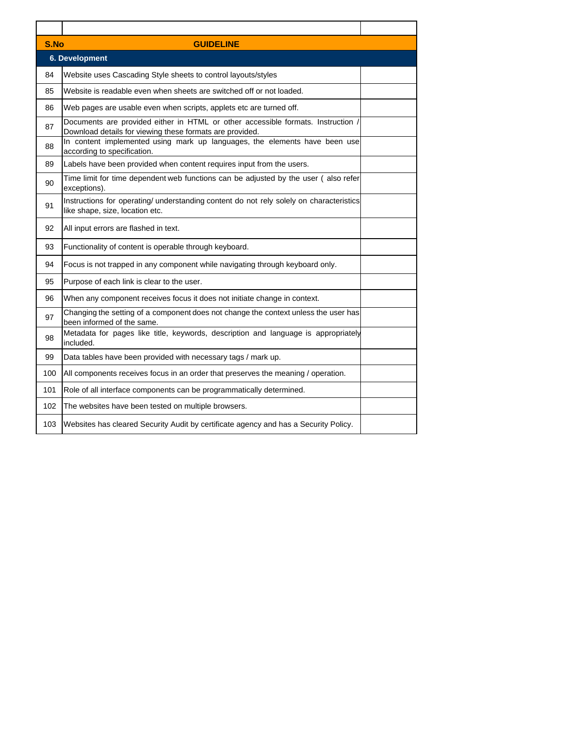| S.No | GUIDELINE | |
|---|---|---|
| **6. Development** | | |
| 84 | Website uses Cascading Style sheets to control layouts/styles | |
| 85 | Website is readable even when sheets are switched off or not loaded. | |
| 86 | Web pages are usable even when scripts, applets etc are turned off. | |
| 87 | Documents are provided either in HTML or other accessible formats. Instruction / Download details for viewing these formats are provided. | |
| 88 | In content implemented using mark up languages, the elements have been use according to specification. | |
| 89 | Labels have been provided when content requires input from the users. | |
| 90 | Time limit for time dependent web functions can be adjusted by the user ( also refer exceptions). | |
| 91 | Instructions for operating/ understanding content do not rely solely on characteristics like shape, size, location etc. | |
| 92 | All input errors are flashed in text. | |
| 93 | Functionality of content is operable through keyboard. | |
| 94 | Focus is not trapped in any component while navigating through keyboard only. | |
| 95 | Purpose of each link is clear to the user. | |
| 96 | When any component receives focus it does not initiate change in context. | |
| 97 | Changing the setting of a component does not change the context unless the user has been informed of the same. | |
| 98 | Metadata for pages like title, keywords, description and language is appropriately included. | |
| 99 | Data tables have been provided with necessary tags / mark up. | |
| 100 | All components receives focus in an order that preserves the meaning / operation. | |
| 101 | Role of all interface components can be programmatically determined. | |
| 102 | The websites have been tested on multiple browsers. | |
| 103 | Websites has cleared Security Audit by certificate agency and has a Security Policy. | |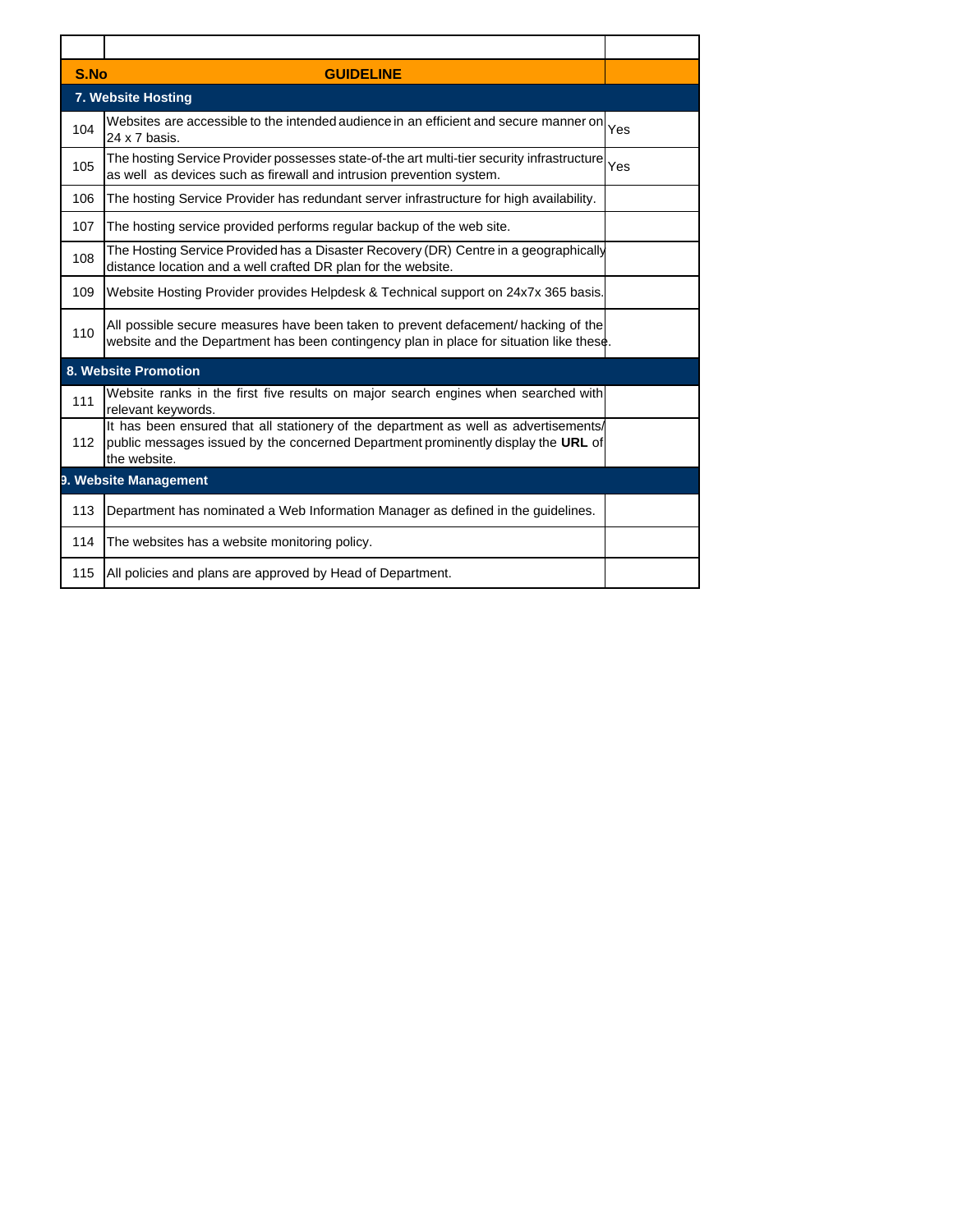| | | |
|---|---|---|
| **S.No** | **GUIDELINE** | |
| **7. Website Hosting** | | |
| 104 | Websites are accessible to the intended audience in an efficient and secure manner on 24 x 7 basis. | Yes |
| 105 | The hosting Service Provider possesses state-of-the art multi-tier security infrastructure as well as devices such as firewall and intrusion prevention system. | Yes |
| 106 | The hosting Service Provider has redundant server infrastructure for high availability. | |
| 107 | The hosting service provided performs regular backup of the web site. | |
| 108 | The Hosting Service Provided has a Disaster Recovery (DR) Centre in a geographically distance location and a well crafted DR plan for the website. | |
| 109 | Website Hosting Provider provides Helpdesk & Technical support on 24x7x 365 basis. | |
| 110 | All possible secure measures have been taken to prevent defacement/ hacking of the website and the Department has been contingency plan in place for situation like these. | |
| **8. Website Promotion** | | |
| 111 | Website ranks in the first five results on major search engines when searched with relevant keywords. | |
| 112 | It has been ensured that all stationery of the department as well as advertisements/ public messages issued by the concerned Department prominently display the **URL** of the website. | |
| **9. Website Management** | | |
| 113 | Department has nominated a Web Information Manager as defined in the guidelines. | |
| 114 | The websites has a website monitoring policy. | |
| 115 | All policies and plans are approved by Head of Department. | |